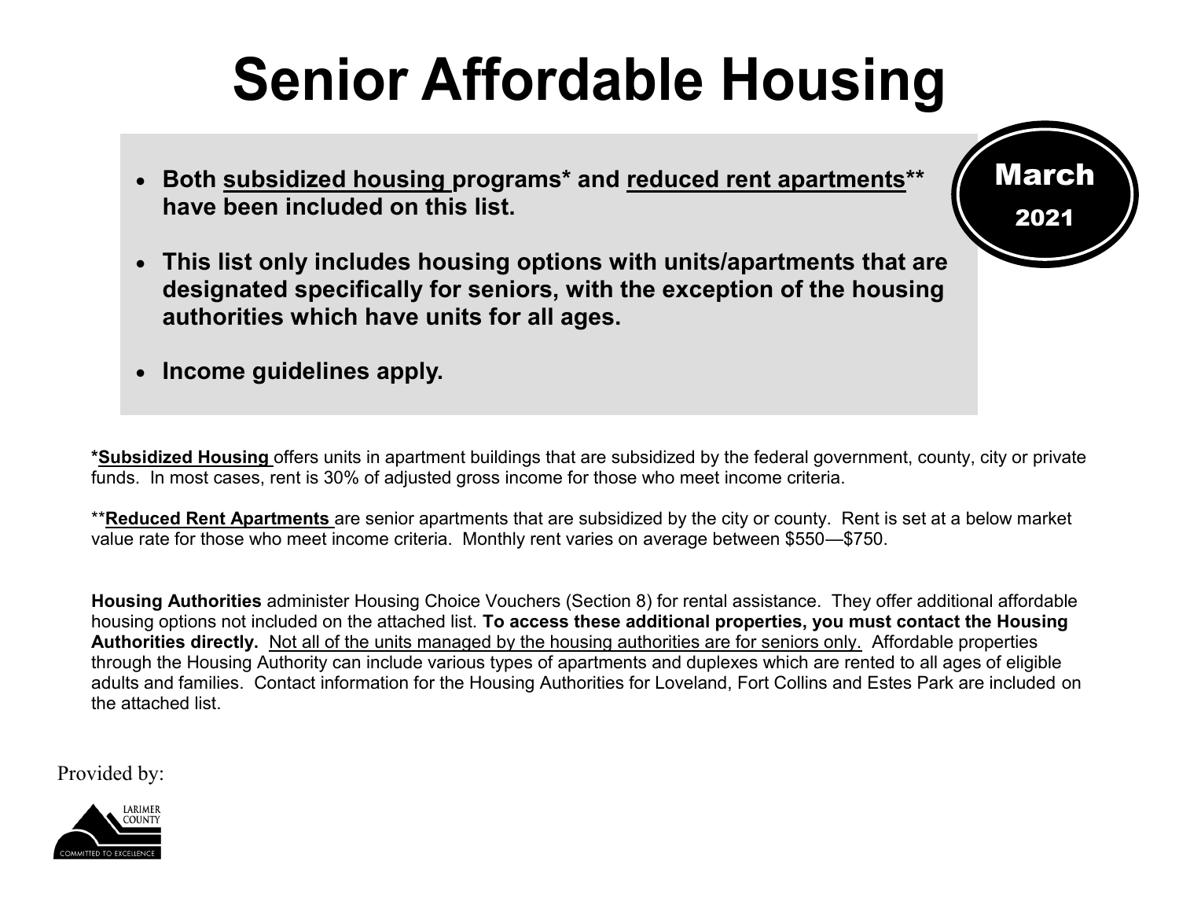# Senior Affordable Housing

**March 2021**

- **Both subsidized housing programs* and reduced rent apartments** have been included on this list.**
- **This list only includes housing options with units/apartments that are designated specifically for seniors, with the exception of the housing authorities which have units for all ages.**
- **Income guidelines apply.**

***Subsidized Housing** offers units in apartment buildings that are subsidized by the federal government, county, city or private funds. In most cases, rent is 30% of adjusted gross income for those who meet income criteria.

****Reduced Rent Apartments** are senior apartments that are subsidized by the city or county. Rent is set at a below market value rate for those who meet income criteria. Monthly rent varies on average between $550—$750.

**Housing Authorities** administer Housing Choice Vouchers (Section 8) for rental assistance. They offer additional affordable housing options not included on the attached list. **To access these additional properties, you must contact the Housing Authorities directly.** Not all of the units managed by the housing authorities are for seniors only. Affordable properties through the Housing Authority can include various types of apartments and duplexes which are rented to all ages of eligible adults and families. Contact information for the Housing Authorities for Loveland, Fort Collins and Estes Park are included on the attached list.

Provided by:

LARIMER COUNTY

COMMITTED TO EXCELLENCE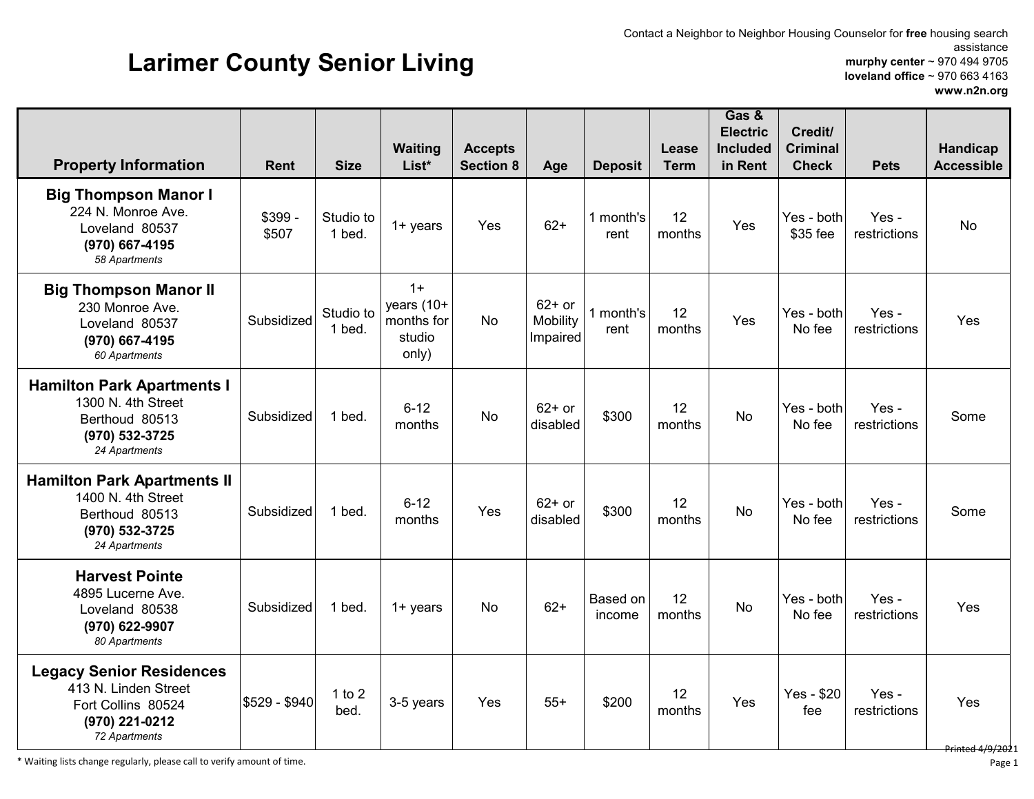# Larimer County Senior Living

Contact a Neighbor to Neighbor Housing Counselor for **free** housing search assistance
**murphy center** ~ 970 494 9705
**loveland office** ~ 970 663 4163
**www.n2n.org**

| Property Information | Rent | Size | Waiting List* | Accepts Section 8 | Age | Deposit | Lease Term | Gas & Electric Included in Rent | Credit/ Criminal Check | Pets | Handicap Accessible |
|---|---|---|---|---|---|---|---|---|---|---|---|
| **Big Thompson Manor I** 224 N. Monroe Ave. Loveland 80537 **(970) 667-4195** *58 Apartments* | $399 - $507 | Studio to 1 bed. | 1+ years | Yes | 62+ | 1 month's rent | 12 months | Yes | Yes - both $35 fee | Yes - restrictions | No |
| **Big Thompson Manor II** 230 Monroe Ave. Loveland 80537 **(970) 667-4195** *60 Apartments* | Subsidized | Studio to 1 bed. | 1+ years (10+ months for studio only) | No | 62+ or Mobility Impaired | 1 month's rent | 12 months | Yes | Yes - both No fee | Yes - restrictions | Yes |
| **Hamilton Park Apartments I** 1300 N. 4th Street Berthoud 80513 **(970) 532-3725** *24 Apartments* | Subsidized | 1 bed. | 6-12 months | No | 62+ or disabled | $300 | 12 months | No | Yes - both No fee | Yes - restrictions | Some |
| **Hamilton Park Apartments II** 1400 N. 4th Street Berthoud 80513 **(970) 532-3725** *24 Apartments* | Subsidized | 1 bed. | 6-12 months | Yes | 62+ or disabled | $300 | 12 months | No | Yes - both No fee | Yes - restrictions | Some |
| **Harvest Pointe** 4895 Lucerne Ave. Loveland 80538 **(970) 622-9907** *80 Apartments* | Subsidized | 1 bed. | 1+ years | No | 62+ | Based on income | 12 months | No | Yes - both No fee | Yes - restrictions | Yes |
| **Legacy Senior Residences** 413 N. Linden Street Fort Collins 80524 **(970) 221-0212** *72 Apartments* | $529 - $940 | 1 to 2 bed. | 3-5 years | Yes | 55+ | $200 | 12 months | Yes | Yes - $20 fee | Yes - restrictions | Yes |

\* Waiting lists change regularly, please call to verify amount of time.

Printed 4/9/2021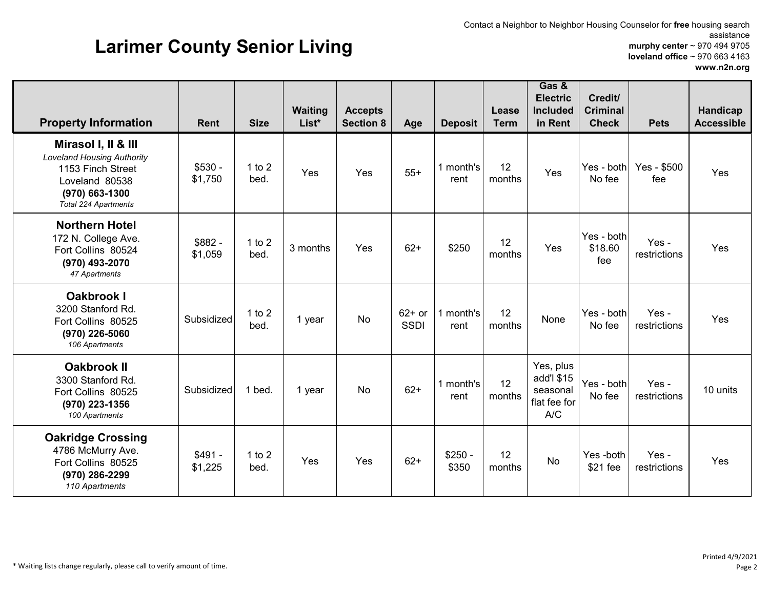# Larimer County Senior Living

Contact a Neighbor to Neighbor Housing Counselor for **free** housing search assistance
**murphy center** ~ 970 494 9705
**loveland office** ~ 970 663 4163
**www.n2n.org**

| Property Information | Rent | Size | Waiting List* | Accepts Section 8 | Age | Deposit | Lease Term | Gas & Electric Included in Rent | Credit/ Criminal Check | Pets | Handicap Accessible |
|---|---|---|---|---|---|---|---|---|---|---|---|
| **Mirasol I, II & III**<br>*Loveland Housing Authority*<br>1153 Finch Street<br>Loveland 80538<br>**(970) 663-1300**<br>*Total 224 Apartments* | $530 - $1,750 | 1 to 2 bed. | Yes | Yes | 55+ | 1 month's rent | 12 months | Yes | Yes - both No fee | Yes - $500 fee | Yes |
| **Northern Hotel**<br>172 N. College Ave.<br>Fort Collins 80524<br>**(970) 493-2070**<br>*47 Apartments* | $882 - $1,059 | 1 to 2 bed. | 3 months | Yes | 62+ | $250 | 12 months | Yes | Yes - both $18.60 fee | Yes - restrictions | Yes |
| **Oakbrook I**<br>3200 Stanford Rd.<br>Fort Collins 80525<br>**(970) 226-5060**<br>*106 Apartments* | Subsidized | 1 to 2 bed. | 1 year | No | 62+ or SSDI | 1 month's rent | 12 months | None | Yes - both No fee | Yes - restrictions | Yes |
| **Oakbrook II**<br>3300 Stanford Rd.<br>Fort Collins 80525<br>**(970) 223-1356**<br>*100 Apartments* | Subsidized | 1 bed. | 1 year | No | 62+ | 1 month's rent | 12 months | Yes, plus add'l $15 seasonal flat fee for A/C | Yes - both No fee | Yes - restrictions | 10 units |
| **Oakridge Crossing**<br>4786 McMurry Ave.<br>Fort Collins 80525<br>**(970) 286-2299**<br>*110 Apartments* | $491 - $1,225 | 1 to 2 bed. | Yes | Yes | 62+ | $250 - $350 | 12 months | No | Yes -both $21 fee | Yes - restrictions | Yes |

* Waiting lists change regularly, please call to verify amount of time.

Printed 4/9/2021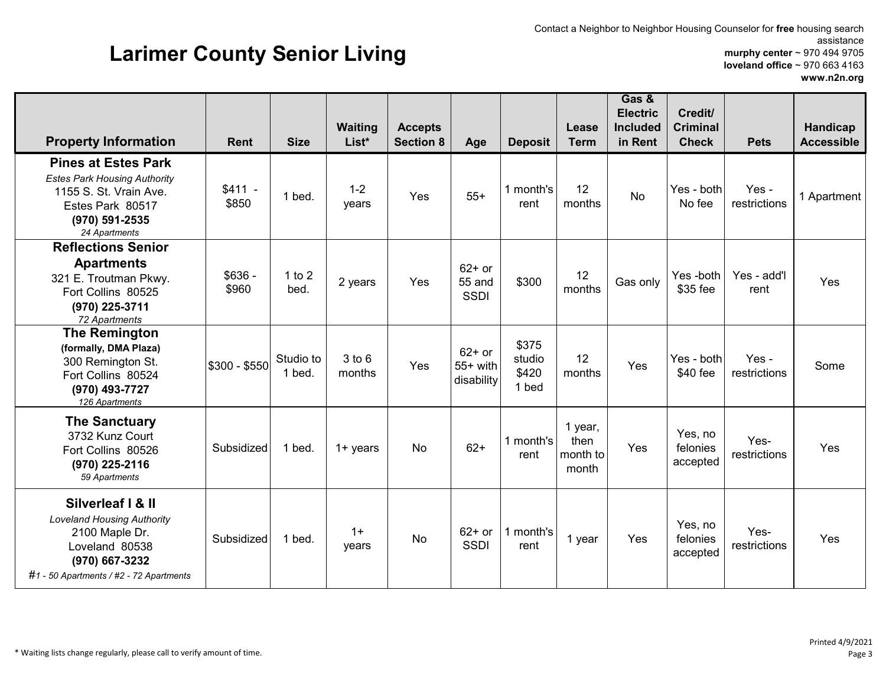# Larimer County Senior Living

Contact a Neighbor to Neighbor Housing Counselor for **free** housing search assistance
**murphy center** ~ 970 494 9705
**loveland office** ~ 970 663 4163
**www.n2n.org**

| Property Information | Rent | Size | Waiting List* | Accepts Section 8 | Age | Deposit | Lease Term | Gas & Electric Included in Rent | Credit/ Criminal Check | Pets | Handicap Accessible |
|---|---|---|---|---|---|---|---|---|---|---|---|
| **Pines at Estes Park**<br>*Estes Park Housing Authority*<br>1155 S. St. Vrain Ave.<br>Estes Park 80517<br>**(970) 591-2535**<br>*24 Apartments* | \$411 - \$850 | 1 bed. | 1-2 years | Yes | 55+ | 1 month's rent | 12 months | No | Yes - both No fee | Yes - restrictions | 1 Apartment |
| **Reflections Senior Apartments**<br>321 E. Troutman Pkwy.<br>Fort Collins 80525<br>**(970) 225-3711**<br>*72 Apartments* | \$636 - \$960 | 1 to 2 bed. | 2 years | Yes | 62+ or 55 and SSDI | \$300 | 12 months | Gas only | Yes -both \$35 fee | Yes - add'l rent | Yes |
| **The Remington**<br>**(formally, DMA Plaza)**<br>300 Remington St.<br>Fort Collins 80524<br>**(970) 493-7727**<br>*126 Apartments* | \$300 - \$550 | Studio to 1 bed. | 3 to 6 months | Yes | 62+ or 55+ with disability | \$375 studio \$420 1 bed | 12 months | Yes | Yes - both \$40 fee | Yes - restrictions | Some |
| **The Sanctuary**<br>3732 Kunz Court<br>Fort Collins 80526<br>**(970) 225-2116**<br>*59 Apartments* | Subsidized | 1 bed. | 1+ years | No | 62+ | 1 month's rent | 1 year, then month to month | Yes | Yes, no felonies accepted | Yes- restrictions | Yes |
| **Silverleaf I & II**<br>*Loveland Housing Authority*<br>2100 Maple Dr.<br>Loveland 80538<br>**(970) 667-3232**<br>*#1 - 50 Apartments / #2 - 72 Apartments* | Subsidized | 1 bed. | 1+ years | No | 62+ or SSDI | 1 month's rent | 1 year | Yes | Yes, no felonies accepted | Yes- restrictions | Yes |

\* Waiting lists change regularly, please call to verify amount of time.

Printed 4/9/2021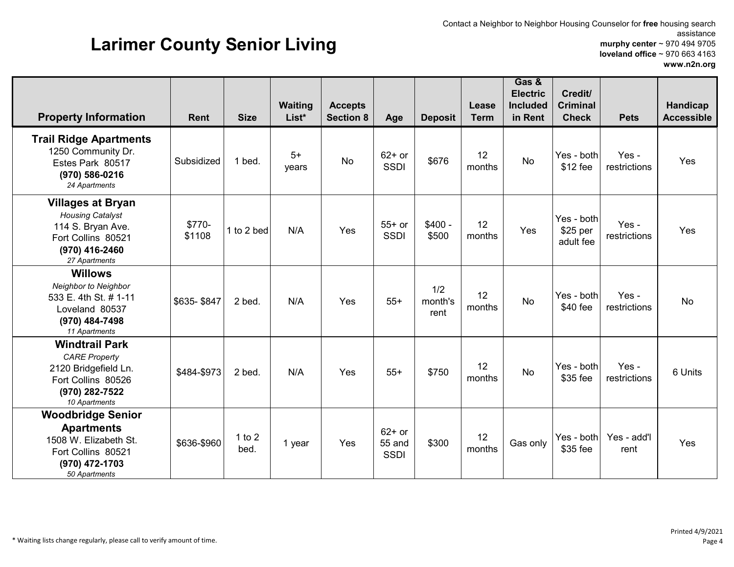# Larimer County Senior Living

Contact a Neighbor to Neighbor Housing Counselor for **free** housing search assistance
**murphy center** ~ 970 494 9705
**loveland office** ~ 970 663 4163
**www.n2n.org**

| Property Information | Rent | Size | Waiting List* | Accepts Section 8 | Age | Deposit | Lease Term | Gas & Electric Included in Rent | Credit/ Criminal Check | Pets | Handicap Accessible |
|---|---|---|---|---|---|---|---|---|---|---|---|
| **Trail Ridge Apartments**<br>1250 Community Dr.<br>Estes Park 80517<br>**(970) 586-0216**<br>*24 Apartments* | Subsidized | 1 bed. | 5+ years | No | 62+ or SSDI | $676 | 12 months | No | Yes - both $12 fee | Yes - restrictions | Yes |
| **Villages at Bryan**<br>*Housing Catalyst*<br>114 S. Bryan Ave.<br>Fort Collins 80521<br>**(970) 416-2460**<br>*27 Apartments* | $770-$1108 | 1 to 2 bed | N/A | Yes | 55+ or SSDI | $400 - $500 | 12 months | Yes | Yes - both $25 per adult fee | Yes - restrictions | Yes |
| **Willows**<br>*Neighbor to Neighbor*<br>533 E. 4th St. # 1-11<br>Loveland 80537<br>**(970) 484-7498**<br>*11 Apartments* | $635- $847 | 2 bed. | N/A | Yes | 55+ | 1/2 month's rent | 12 months | No | Yes - both $40 fee | Yes - restrictions | No |
| **Windtrail Park**<br>*CARE Property*<br>2120 Bridgefield Ln.<br>Fort Collins 80526<br>**(970) 282-7522**<br>*10 Apartments* | $484-$973 | 2 bed. | N/A | Yes | 55+ | $750 | 12 months | No | Yes - both $35 fee | Yes - restrictions | 6 Units |
| **Woodbridge Senior Apartments**<br>1508 W. Elizabeth St.<br>Fort Collins 80521<br>**(970) 472-1703**<br>*50 Apartments* | $636-$960 | 1 to 2 bed. | 1 year | Yes | 62+ or 55 and SSDI | $300 | 12 months | Gas only | Yes - both $35 fee | Yes - add'l rent | Yes |

* Waiting lists change regularly, please call to verify amount of time.

Printed 4/9/2021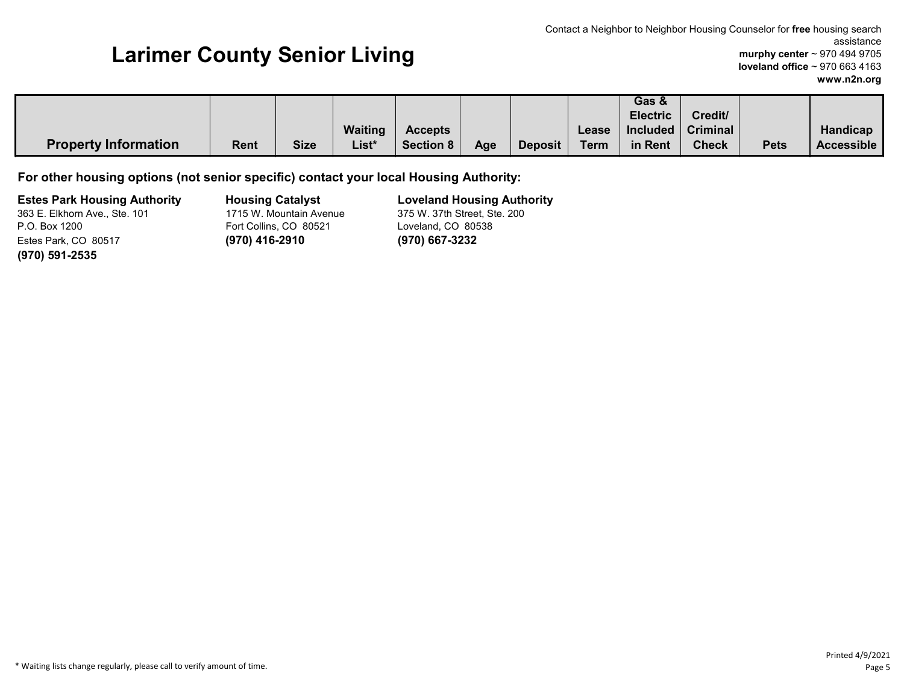# Larimer County Senior Living

Contact a Neighbor to Neighbor Housing Counselor for **free** housing search assistance
**murphy center** ~ 970 494 9705
**loveland office** ~ 970 663 4163
**www.n2n.org**

| Property Information | Rent | Size | Waiting List* | Accepts Section 8 | Age | Deposit | Lease Term | Gas & Electric Included in Rent | Credit/ Criminal Check | Pets | Handicap Accessible |
|---|---|---|---|---|---|---|---|---|---|---|---|

**For other housing options (not senior specific) contact your local Housing Authority:**

**Estes Park Housing Authority**
363 E. Elkhorn Ave., Ste. 101
P.O. Box 1200
Estes Park, CO 80517
**(970) 591-2535**

**Housing Catalyst**
1715 W. Mountain Avenue
Fort Collins, CO 80521
**(970) 416-2910**

**Loveland Housing Authority**
375 W. 37th Street, Ste. 200
Loveland, CO 80538
**(970) 667-3232**

\* Waiting lists change regularly, please call to verify amount of time.

Printed 4/9/2021